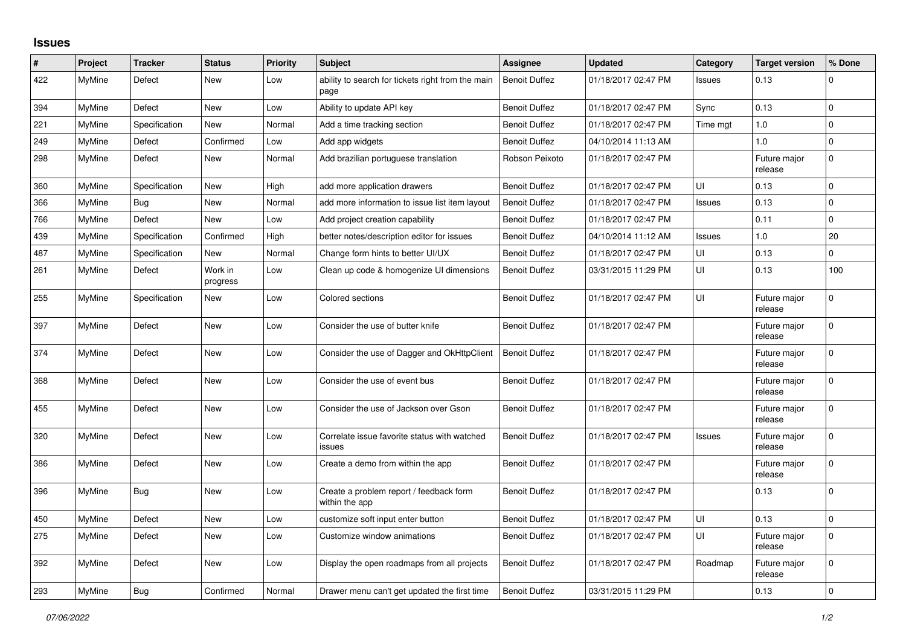## Issues

| # | Project | Tracker | Status | Priority | Subject | Assignee | Updated | Category | Target version | % Done |
|---|---|---|---|---|---|---|---|---|---|---|
| 422 | MyMine | Defect | New | Low | ability to search for tickets right from the main page | Benoit Duffez | 01/18/2017 02:47 PM | Issues | 0.13 | 0 |
| 394 | MyMine | Defect | New | Low | Ability to update API key | Benoit Duffez | 01/18/2017 02:47 PM | Sync | 0.13 | 0 |
| 221 | MyMine | Specification | New | Normal | Add a time tracking section | Benoit Duffez | 01/18/2017 02:47 PM | Time mgt | 1.0 | 0 |
| 249 | MyMine | Defect | Confirmed | Low | Add app widgets | Benoit Duffez | 04/10/2014 11:13 AM | | 1.0 | 0 |
| 298 | MyMine | Defect | New | Normal | Add brazilian portuguese translation | Robson Peixoto | 01/18/2017 02:47 PM | | Future major release | 0 |
| 360 | MyMine | Specification | New | High | add more application drawers | Benoit Duffez | 01/18/2017 02:47 PM | UI | 0.13 | 0 |
| 366 | MyMine | Bug | New | Normal | add more information to issue list item layout | Benoit Duffez | 01/18/2017 02:47 PM | Issues | 0.13 | 0 |
| 766 | MyMine | Defect | New | Low | Add project creation capability | Benoit Duffez | 01/18/2017 02:47 PM | | 0.11 | 0 |
| 439 | MyMine | Specification | Confirmed | High | better notes/description editor for issues | Benoit Duffez | 04/10/2014 11:12 AM | Issues | 1.0 | 20 |
| 487 | MyMine | Specification | New | Normal | Change form hints to better UI/UX | Benoit Duffez | 01/18/2017 02:47 PM | UI | 0.13 | 0 |
| 261 | MyMine | Defect | Work in progress | Low | Clean up code & homogenize UI dimensions | Benoit Duffez | 03/31/2015 11:29 PM | UI | 0.13 | 100 |
| 255 | MyMine | Specification | New | Low | Colored sections | Benoit Duffez | 01/18/2017 02:47 PM | UI | Future major release | 0 |
| 397 | MyMine | Defect | New | Low | Consider the use of butter knife | Benoit Duffez | 01/18/2017 02:47 PM | | Future major release | 0 |
| 374 | MyMine | Defect | New | Low | Consider the use of Dagger and OkHttpClient | Benoit Duffez | 01/18/2017 02:47 PM | | Future major release | 0 |
| 368 | MyMine | Defect | New | Low | Consider the use of event bus | Benoit Duffez | 01/18/2017 02:47 PM | | Future major release | 0 |
| 455 | MyMine | Defect | New | Low | Consider the use of Jackson over Gson | Benoit Duffez | 01/18/2017 02:47 PM | | Future major release | 0 |
| 320 | MyMine | Defect | New | Low | Correlate issue favorite status with watched issues | Benoit Duffez | 01/18/2017 02:47 PM | Issues | Future major release | 0 |
| 386 | MyMine | Defect | New | Low | Create a demo from within the app | Benoit Duffez | 01/18/2017 02:47 PM | | Future major release | 0 |
| 396 | MyMine | Bug | New | Low | Create a problem report / feedback form within the app | Benoit Duffez | 01/18/2017 02:47 PM | | 0.13 | 0 |
| 450 | MyMine | Defect | New | Low | customize soft input enter button | Benoit Duffez | 01/18/2017 02:47 PM | UI | 0.13 | 0 |
| 275 | MyMine | Defect | New | Low | Customize window animations | Benoit Duffez | 01/18/2017 02:47 PM | UI | Future major release | 0 |
| 392 | MyMine | Defect | New | Low | Display the open roadmaps from all projects | Benoit Duffez | 01/18/2017 02:47 PM | Roadmap | Future major release | 0 |
| 293 | MyMine | Bug | Confirmed | Normal | Drawer menu can't get updated the first time | Benoit Duffez | 03/31/2015 11:29 PM | | 0.13 | 0 |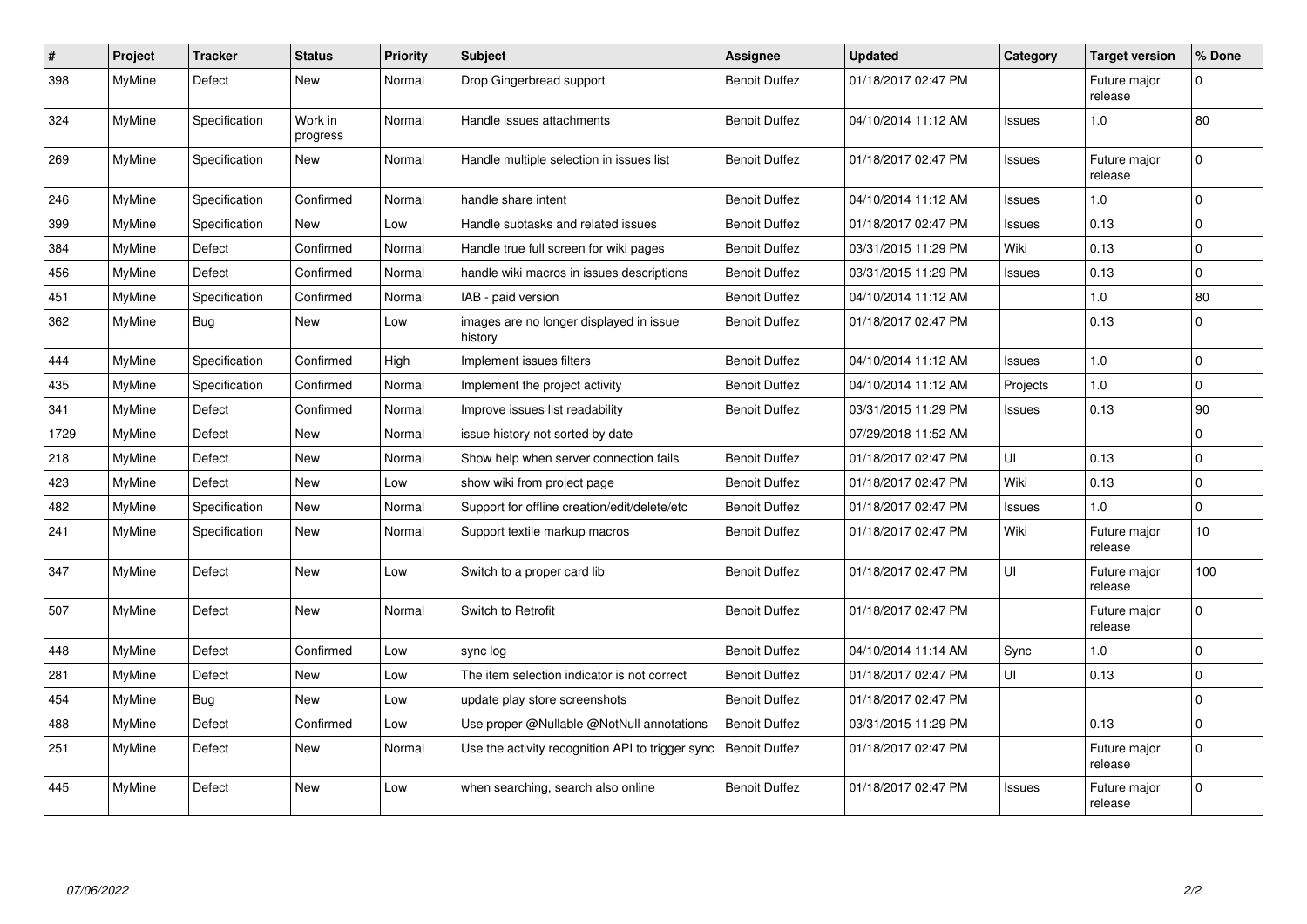| # | Project | Tracker | Status | Priority | Subject | Assignee | Updated | Category | Target version | % Done |
|---|---|---|---|---|---|---|---|---|---|---|
| 398 | MyMine | Defect | New | Normal | Drop Gingerbread support | Benoit Duffez | 01/18/2017 02:47 PM | | Future major release | 0 |
| 324 | MyMine | Specification | Work in progress | Normal | Handle issues attachments | Benoit Duffez | 04/10/2014 11:12 AM | Issues | 1.0 | 80 |
| 269 | MyMine | Specification | New | Normal | Handle multiple selection in issues list | Benoit Duffez | 01/18/2017 02:47 PM | Issues | Future major release | 0 |
| 246 | MyMine | Specification | Confirmed | Normal | handle share intent | Benoit Duffez | 04/10/2014 11:12 AM | Issues | 1.0 | 0 |
| 399 | MyMine | Specification | New | Low | Handle subtasks and related issues | Benoit Duffez | 01/18/2017 02:47 PM | Issues | 0.13 | 0 |
| 384 | MyMine | Defect | Confirmed | Normal | Handle true full screen for wiki pages | Benoit Duffez | 03/31/2015 11:29 PM | Wiki | 0.13 | 0 |
| 456 | MyMine | Defect | Confirmed | Normal | handle wiki macros in issues descriptions | Benoit Duffez | 03/31/2015 11:29 PM | Issues | 0.13 | 0 |
| 451 | MyMine | Specification | Confirmed | Normal | IAB - paid version | Benoit Duffez | 04/10/2014 11:12 AM | | 1.0 | 80 |
| 362 | MyMine | Bug | New | Low | images are no longer displayed in issue history | Benoit Duffez | 01/18/2017 02:47 PM | | 0.13 | 0 |
| 444 | MyMine | Specification | Confirmed | High | Implement issues filters | Benoit Duffez | 04/10/2014 11:12 AM | Issues | 1.0 | 0 |
| 435 | MyMine | Specification | Confirmed | Normal | Implement the project activity | Benoit Duffez | 04/10/2014 11:12 AM | Projects | 1.0 | 0 |
| 341 | MyMine | Defect | Confirmed | Normal | Improve issues list readability | Benoit Duffez | 03/31/2015 11:29 PM | Issues | 0.13 | 90 |
| 1729 | MyMine | Defect | New | Normal | issue history not sorted by date | | 07/29/2018 11:52 AM | | | 0 |
| 218 | MyMine | Defect | New | Normal | Show help when server connection fails | Benoit Duffez | 01/18/2017 02:47 PM | UI | 0.13 | 0 |
| 423 | MyMine | Defect | New | Low | show wiki from project page | Benoit Duffez | 01/18/2017 02:47 PM | Wiki | 0.13 | 0 |
| 482 | MyMine | Specification | New | Normal | Support for offline creation/edit/delete/etc | Benoit Duffez | 01/18/2017 02:47 PM | Issues | 1.0 | 0 |
| 241 | MyMine | Specification | New | Normal | Support textile markup macros | Benoit Duffez | 01/18/2017 02:47 PM | Wiki | Future major release | 10 |
| 347 | MyMine | Defect | New | Low | Switch to a proper card lib | Benoit Duffez | 01/18/2017 02:47 PM | UI | Future major release | 100 |
| 507 | MyMine | Defect | New | Normal | Switch to Retrofit | Benoit Duffez | 01/18/2017 02:47 PM | | Future major release | 0 |
| 448 | MyMine | Defect | Confirmed | Low | sync log | Benoit Duffez | 04/10/2014 11:14 AM | Sync | 1.0 | 0 |
| 281 | MyMine | Defect | New | Low | The item selection indicator is not correct | Benoit Duffez | 01/18/2017 02:47 PM | UI | 0.13 | 0 |
| 454 | MyMine | Bug | New | Low | update play store screenshots | Benoit Duffez | 01/18/2017 02:47 PM | | | 0 |
| 488 | MyMine | Defect | Confirmed | Low | Use proper @Nullable @NotNull annotations | Benoit Duffez | 03/31/2015 11:29 PM | | 0.13 | 0 |
| 251 | MyMine | Defect | New | Normal | Use the activity recognition API to trigger sync | Benoit Duffez | 01/18/2017 02:47 PM | | Future major release | 0 |
| 445 | MyMine | Defect | New | Low | when searching, search also online | Benoit Duffez | 01/18/2017 02:47 PM | Issues | Future major release | 0 |